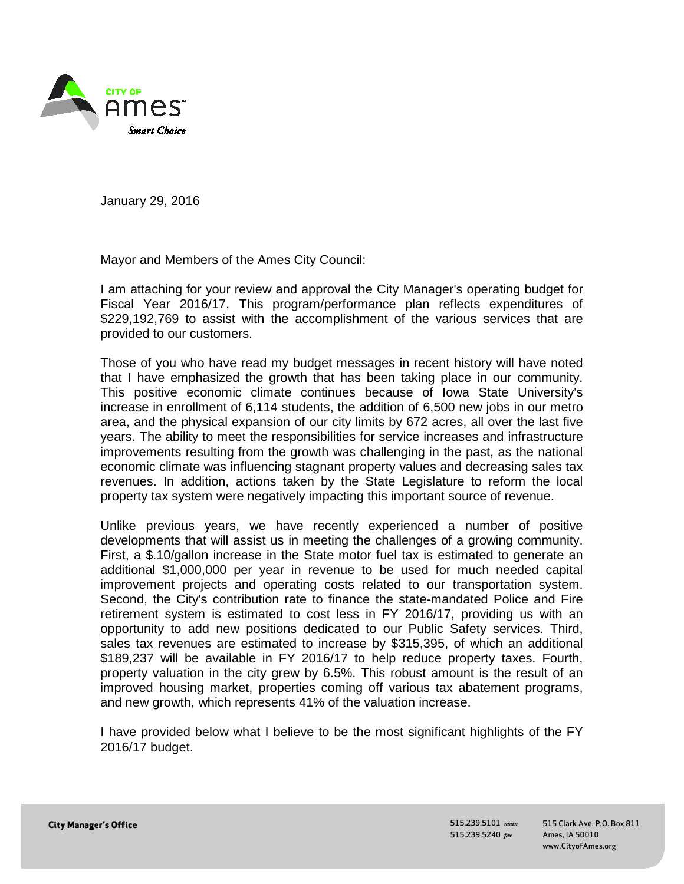CITY OF Ames Smart Choice

January 29, 2016

Mayor and Members of the Ames City Council:

I am attaching for your review and approval the City Manager's operating budget for Fiscal Year 2016/17. This program/performance plan reflects expenditures of $229,192,769 to assist with the accomplishment of the various services that are provided to our customers.

Those of you who have read my budget messages in recent history will have noted that I have emphasized the growth that has been taking place in our community. This positive economic climate continues because of Iowa State University's increase in enrollment of 6,114 students, the addition of 6,500 new jobs in our metro area, and the physical expansion of our city limits by 672 acres, all over the last five years. The ability to meet the responsibilities for service increases and infrastructure improvements resulting from the growth was challenging in the past, as the national economic climate was influencing stagnant property values and decreasing sales tax revenues. In addition, actions taken by the State Legislature to reform the local property tax system were negatively impacting this important source of revenue.

Unlike previous years, we have recently experienced a number of positive developments that will assist us in meeting the challenges of a growing community. First, a $.10/gallon increase in the State motor fuel tax is estimated to generate an additional $1,000,000 per year in revenue to be used for much needed capital improvement projects and operating costs related to our transportation system. Second, the City's contribution rate to finance the state-mandated Police and Fire retirement system is estimated to cost less in FY 2016/17, providing us with an opportunity to add new positions dedicated to our Public Safety services. Third, sales tax revenues are estimated to increase by $315,395, of which an additional $189,237 will be available in FY 2016/17 to help reduce property taxes. Fourth, property valuation in the city grew by 6.5%. This robust amount is the result of an improved housing market, properties coming off various tax abatement programs, and new growth, which represents 41% of the valuation increase.

I have provided below what I believe to be the most significant highlights of the FY 2016/17 budget.

**City Manager's Office**

515.239.5101 *main*
515.239.5240 *fax*

515 Clark Ave. P.O. Box 811
Ames, IA 50010
www.CityofAmes.org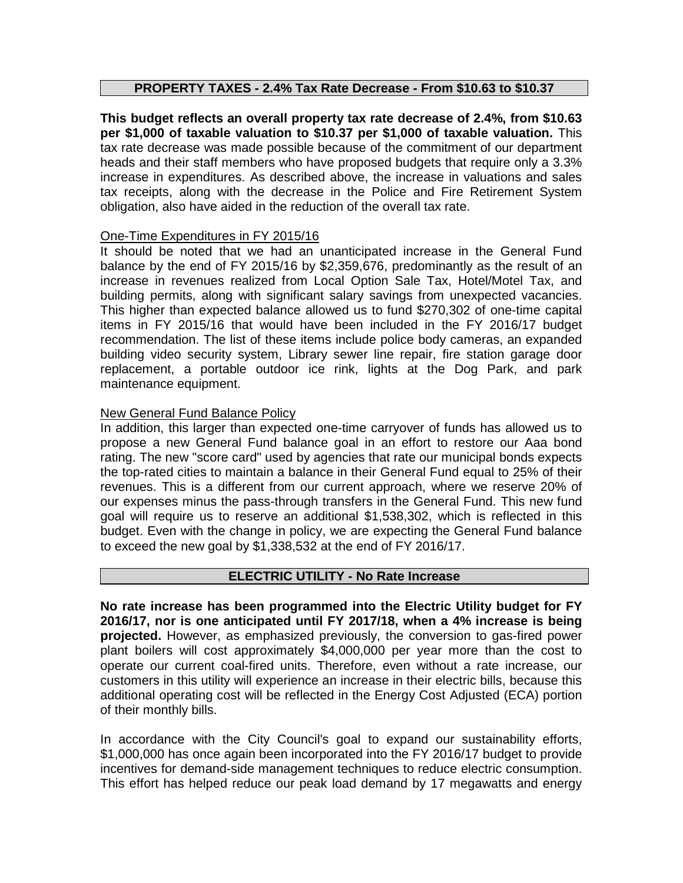## PROPERTY TAXES - 2.4% Tax Rate Decrease - From $10.63 to $10.37

**This budget reflects an overall property tax rate decrease of 2.4%, from $10.63 per $1,000 of taxable valuation to $10.37 per $1,000 of taxable valuation.** This tax rate decrease was made possible because of the commitment of our department heads and their staff members who have proposed budgets that require only a 3.3% increase in expenditures. As described above, the increase in valuations and sales tax receipts, along with the decrease in the Police and Fire Retirement System obligation, also have aided in the reduction of the overall tax rate.

### One-Time Expenditures in FY 2015/16

It should be noted that we had an unanticipated increase in the General Fund balance by the end of FY 2015/16 by $2,359,676, predominantly as the result of an increase in revenues realized from Local Option Sale Tax, Hotel/Motel Tax, and building permits, along with significant salary savings from unexpected vacancies. This higher than expected balance allowed us to fund $270,302 of one-time capital items in FY 2015/16 that would have been included in the FY 2016/17 budget recommendation. The list of these items include police body cameras, an expanded building video security system, Library sewer line repair, fire station garage door replacement, a portable outdoor ice rink, lights at the Dog Park, and park maintenance equipment.

### New General Fund Balance Policy

In addition, this larger than expected one-time carryover of funds has allowed us to propose a new General Fund balance goal in an effort to restore our Aaa bond rating. The new "score card" used by agencies that rate our municipal bonds expects the top-rated cities to maintain a balance in their General Fund equal to 25% of their revenues. This is a different from our current approach, where we reserve 20% of our expenses minus the pass-through transfers in the General Fund. This new fund goal will require us to reserve an additional $1,538,302, which is reflected in this budget. Even with the change in policy, we are expecting the General Fund balance to exceed the new goal by $1,338,532 at the end of FY 2016/17.

## ELECTRIC UTILITY - No Rate Increase

**No rate increase has been programmed into the Electric Utility budget for FY 2016/17, nor is one anticipated until FY 2017/18, when a 4% increase is being projected.** However, as emphasized previously, the conversion to gas-fired power plant boilers will cost approximately $4,000,000 per year more than the cost to operate our current coal-fired units. Therefore, even without a rate increase, our customers in this utility will experience an increase in their electric bills, because this additional operating cost will be reflected in the Energy Cost Adjusted (ECA) portion of their monthly bills.

In accordance with the City Council's goal to expand our sustainability efforts, $1,000,000 has once again been incorporated into the FY 2016/17 budget to provide incentives for demand-side management techniques to reduce electric consumption. This effort has helped reduce our peak load demand by 17 megawatts and energy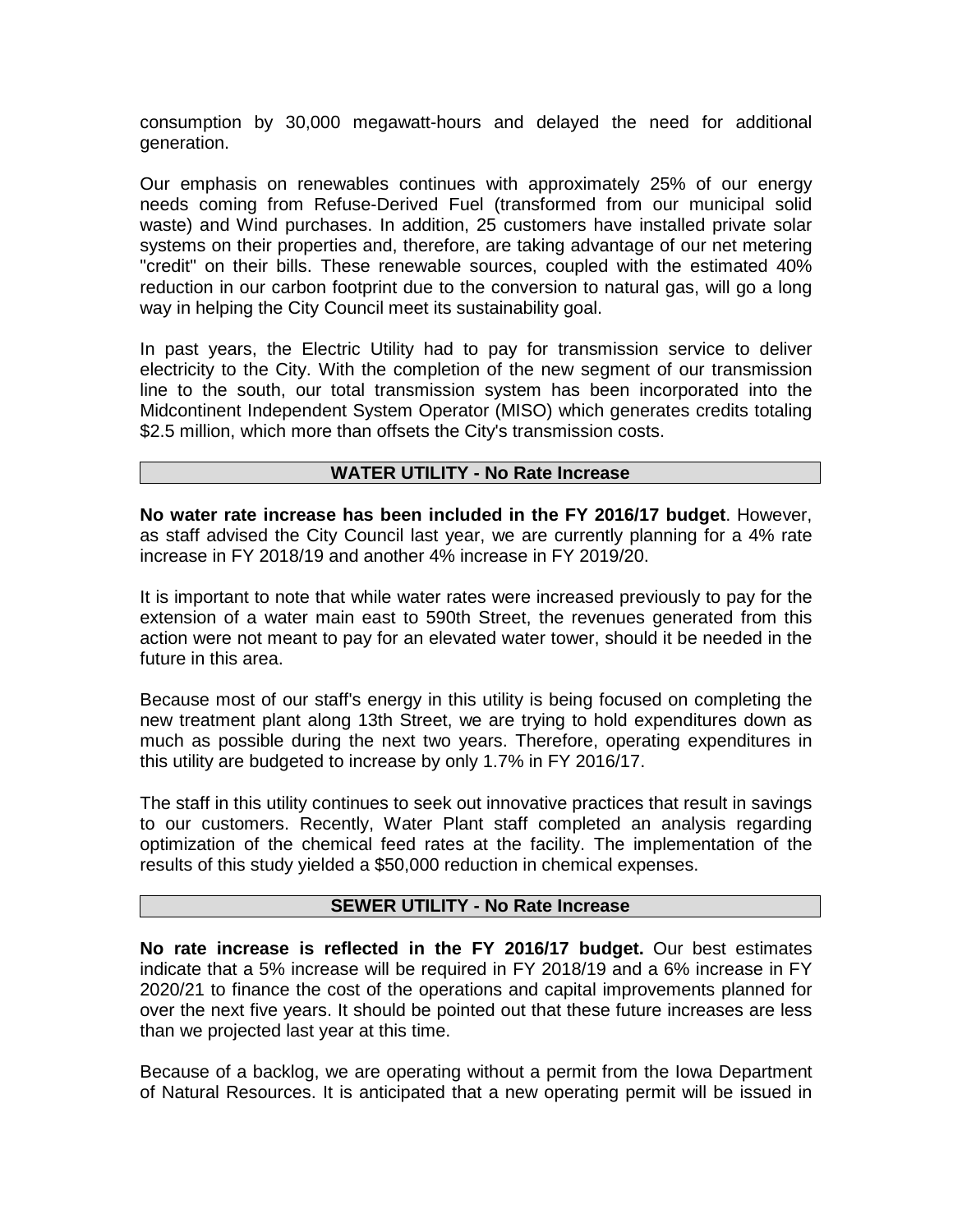consumption by 30,000 megawatt-hours and delayed the need for additional generation.

Our emphasis on renewables continues with approximately 25% of our energy needs coming from Refuse-Derived Fuel (transformed from our municipal solid waste) and Wind purchases. In addition, 25 customers have installed private solar systems on their properties and, therefore, are taking advantage of our net metering "credit" on their bills. These renewable sources, coupled with the estimated 40% reduction in our carbon footprint due to the conversion to natural gas, will go a long way in helping the City Council meet its sustainability goal.

In past years, the Electric Utility had to pay for transmission service to deliver electricity to the City. With the completion of the new segment of our transmission line to the south, our total transmission system has been incorporated into the Midcontinent Independent System Operator (MISO) which generates credits totaling $2.5 million, which more than offsets the City's transmission costs.

## WATER UTILITY - No Rate Increase

**No water rate increase has been included in the FY 2016/17 budget**. However, as staff advised the City Council last year, we are currently planning for a 4% rate increase in FY 2018/19 and another 4% increase in FY 2019/20.

It is important to note that while water rates were increased previously to pay for the extension of a water main east to 590th Street, the revenues generated from this action were not meant to pay for an elevated water tower, should it be needed in the future in this area.

Because most of our staff's energy in this utility is being focused on completing the new treatment plant along 13th Street, we are trying to hold expenditures down as much as possible during the next two years. Therefore, operating expenditures in this utility are budgeted to increase by only 1.7% in FY 2016/17.

The staff in this utility continues to seek out innovative practices that result in savings to our customers. Recently, Water Plant staff completed an analysis regarding optimization of the chemical feed rates at the facility. The implementation of the results of this study yielded a $50,000 reduction in chemical expenses.

## SEWER UTILITY - No Rate Increase

**No rate increase is reflected in the FY 2016/17 budget.** Our best estimates indicate that a 5% increase will be required in FY 2018/19 and a 6% increase in FY 2020/21 to finance the cost of the operations and capital improvements planned for over the next five years. It should be pointed out that these future increases are less than we projected last year at this time.

Because of a backlog, we are operating without a permit from the Iowa Department of Natural Resources. It is anticipated that a new operating permit will be issued in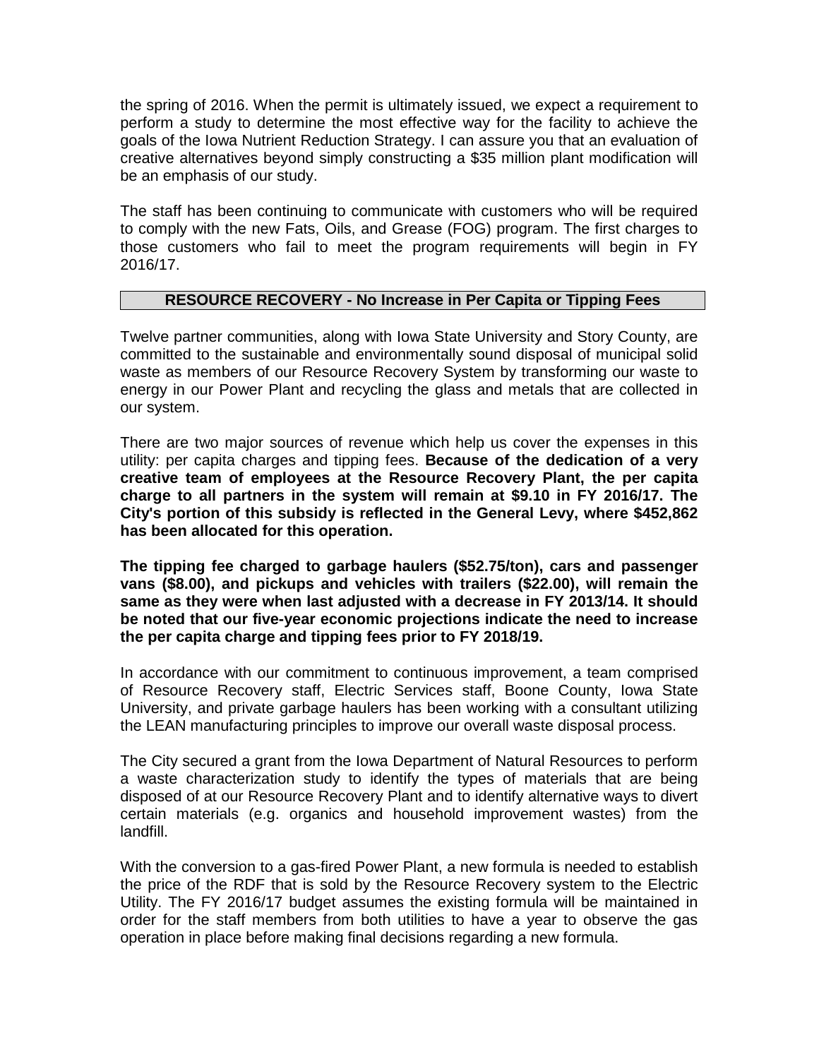the spring of 2016. When the permit is ultimately issued, we expect a requirement to perform a study to determine the most effective way for the facility to achieve the goals of the Iowa Nutrient Reduction Strategy. I can assure you that an evaluation of creative alternatives beyond simply constructing a $35 million plant modification will be an emphasis of our study.

The staff has been continuing to communicate with customers who will be required to comply with the new Fats, Oils, and Grease (FOG) program. The first charges to those customers who fail to meet the program requirements will begin in FY 2016/17.

## RESOURCE RECOVERY - No Increase in Per Capita or Tipping Fees

Twelve partner communities, along with Iowa State University and Story County, are committed to the sustainable and environmentally sound disposal of municipal solid waste as members of our Resource Recovery System by transforming our waste to energy in our Power Plant and recycling the glass and metals that are collected in our system.

There are two major sources of revenue which help us cover the expenses in this utility: per capita charges and tipping fees. **Because of the dedication of a very creative team of employees at the Resource Recovery Plant, the per capita charge to all partners in the system will remain at $9.10 in FY 2016/17. The City's portion of this subsidy is reflected in the General Levy, where $452,862 has been allocated for this operation.**

**The tipping fee charged to garbage haulers ($52.75/ton), cars and passenger vans ($8.00), and pickups and vehicles with trailers ($22.00), will remain the same as they were when last adjusted with a decrease in FY 2013/14. It should be noted that our five-year economic projections indicate the need to increase the per capita charge and tipping fees prior to FY 2018/19.**

In accordance with our commitment to continuous improvement, a team comprised of Resource Recovery staff, Electric Services staff, Boone County, Iowa State University, and private garbage haulers has been working with a consultant utilizing the LEAN manufacturing principles to improve our overall waste disposal process.

The City secured a grant from the Iowa Department of Natural Resources to perform a waste characterization study to identify the types of materials that are being disposed of at our Resource Recovery Plant and to identify alternative ways to divert certain materials (e.g. organics and household improvement wastes) from the landfill.

With the conversion to a gas-fired Power Plant, a new formula is needed to establish the price of the RDF that is sold by the Resource Recovery system to the Electric Utility. The FY 2016/17 budget assumes the existing formula will be maintained in order for the staff members from both utilities to have a year to observe the gas operation in place before making final decisions regarding a new formula.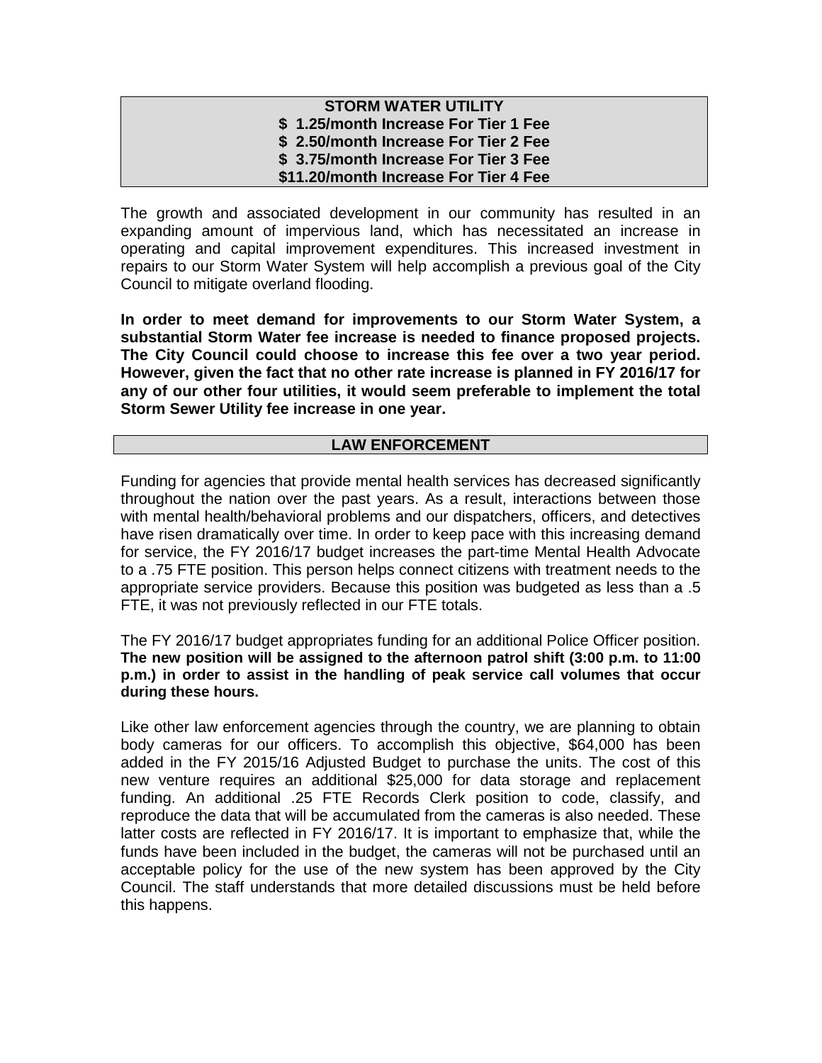## STORM WATER UTILITY

**\$ 1.25/month Increase For Tier 1 Fee**
**\$ 2.50/month Increase For Tier 2 Fee**
**\$ 3.75/month Increase For Tier 3 Fee**
**\$11.20/month Increase For Tier 4 Fee**

The growth and associated development in our community has resulted in an expanding amount of impervious land, which has necessitated an increase in operating and capital improvement expenditures. This increased investment in repairs to our Storm Water System will help accomplish a previous goal of the City Council to mitigate overland flooding.

**In order to meet demand for improvements to our Storm Water System, a substantial Storm Water fee increase is needed to finance proposed projects. The City Council could choose to increase this fee over a two year period. However, given the fact that no other rate increase is planned in FY 2016/17 for any of our other four utilities, it would seem preferable to implement the total Storm Sewer Utility fee increase in one year.**

## LAW ENFORCEMENT

Funding for agencies that provide mental health services has decreased significantly throughout the nation over the past years. As a result, interactions between those with mental health/behavioral problems and our dispatchers, officers, and detectives have risen dramatically over time. In order to keep pace with this increasing demand for service, the FY 2016/17 budget increases the part-time Mental Health Advocate to a .75 FTE position. This person helps connect citizens with treatment needs to the appropriate service providers. Because this position was budgeted as less than a .5 FTE, it was not previously reflected in our FTE totals.

The FY 2016/17 budget appropriates funding for an additional Police Officer position. **The new position will be assigned to the afternoon patrol shift (3:00 p.m. to 11:00 p.m.) in order to assist in the handling of peak service call volumes that occur during these hours.**

Like other law enforcement agencies through the country, we are planning to obtain body cameras for our officers. To accomplish this objective, \$64,000 has been added in the FY 2015/16 Adjusted Budget to purchase the units. The cost of this new venture requires an additional \$25,000 for data storage and replacement funding. An additional .25 FTE Records Clerk position to code, classify, and reproduce the data that will be accumulated from the cameras is also needed. These latter costs are reflected in FY 2016/17. It is important to emphasize that, while the funds have been included in the budget, the cameras will not be purchased until an acceptable policy for the use of the new system has been approved by the City Council. The staff understands that more detailed discussions must be held before this happens.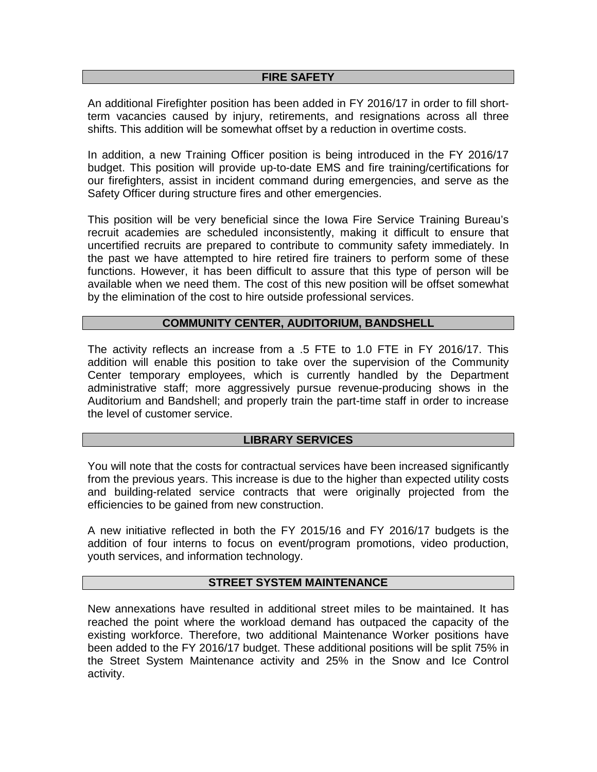## FIRE SAFETY

An additional Firefighter position has been added in FY 2016/17 in order to fill short-term vacancies caused by injury, retirements, and resignations across all three shifts. This addition will be somewhat offset by a reduction in overtime costs.

In addition, a new Training Officer position is being introduced in the FY 2016/17 budget. This position will provide up-to-date EMS and fire training/certifications for our firefighters, assist in incident command during emergencies, and serve as the Safety Officer during structure fires and other emergencies.

This position will be very beneficial since the Iowa Fire Service Training Bureau's recruit academies are scheduled inconsistently, making it difficult to ensure that uncertified recruits are prepared to contribute to community safety immediately. In the past we have attempted to hire retired fire trainers to perform some of these functions. However, it has been difficult to assure that this type of person will be available when we need them. The cost of this new position will be offset somewhat by the elimination of the cost to hire outside professional services.

## COMMUNITY CENTER, AUDITORIUM, BANDSHELL

The activity reflects an increase from a .5 FTE to 1.0 FTE in FY 2016/17. This addition will enable this position to take over the supervision of the Community Center temporary employees, which is currently handled by the Department administrative staff; more aggressively pursue revenue-producing shows in the Auditorium and Bandshell; and properly train the part-time staff in order to increase the level of customer service.

## LIBRARY SERVICES

You will note that the costs for contractual services have been increased significantly from the previous years. This increase is due to the higher than expected utility costs and building-related service contracts that were originally projected from the efficiencies to be gained from new construction.

A new initiative reflected in both the FY 2015/16 and FY 2016/17 budgets is the addition of four interns to focus on event/program promotions, video production, youth services, and information technology.

## STREET SYSTEM MAINTENANCE

New annexations have resulted in additional street miles to be maintained. It has reached the point where the workload demand has outpaced the capacity of the existing workforce. Therefore, two additional Maintenance Worker positions have been added to the FY 2016/17 budget. These additional positions will be split 75% in the Street System Maintenance activity and 25% in the Snow and Ice Control activity.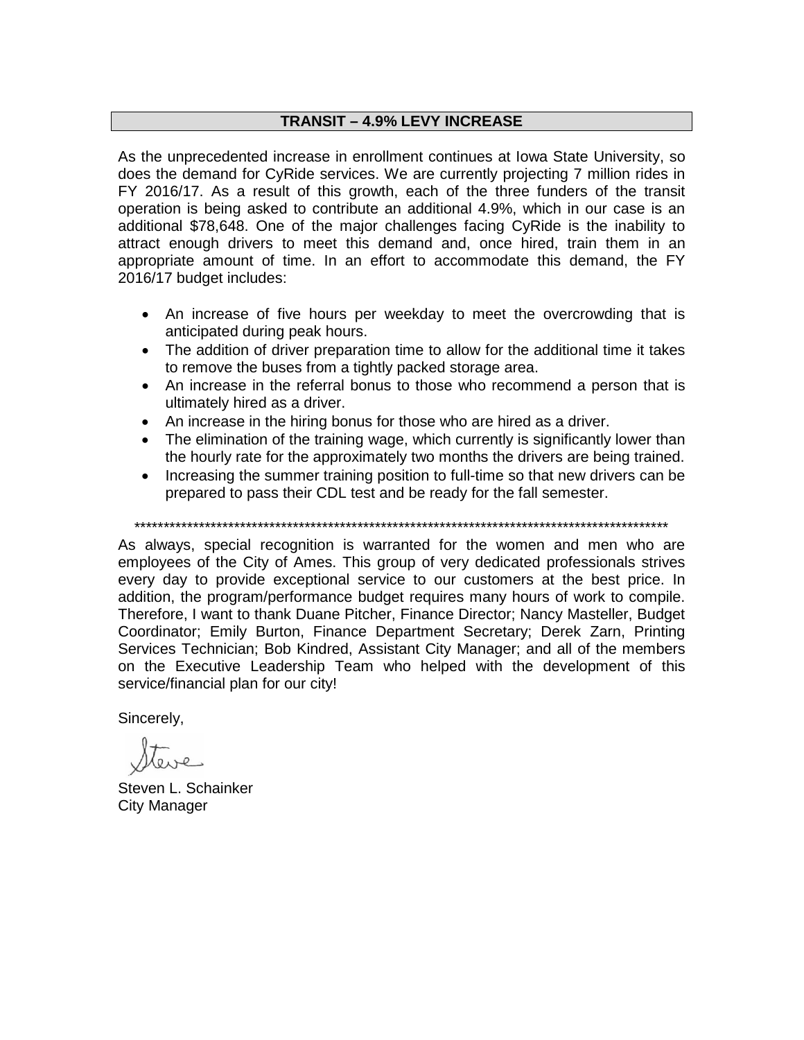## TRANSIT – 4.9% LEVY INCREASE

As the unprecedented increase in enrollment continues at Iowa State University, so does the demand for CyRide services. We are currently projecting 7 million rides in FY 2016/17. As a result of this growth, each of the three funders of the transit operation is being asked to contribute an additional 4.9%, which in our case is an additional $78,648. One of the major challenges facing CyRide is the inability to attract enough drivers to meet this demand and, once hired, train them in an appropriate amount of time. In an effort to accommodate this demand, the FY 2016/17 budget includes:

- An increase of five hours per weekday to meet the overcrowding that is anticipated during peak hours.
- The addition of driver preparation time to allow for the additional time it takes to remove the buses from a tightly packed storage area.
- An increase in the referral bonus to those who recommend a person that is ultimately hired as a driver.
- An increase in the hiring bonus for those who are hired as a driver.
- The elimination of the training wage, which currently is significantly lower than the hourly rate for the approximately two months the drivers are being trained.
- Increasing the summer training position to full-time so that new drivers can be prepared to pass their CDL test and be ready for the fall semester.

*********************************************************************************************

As always, special recognition is warranted for the women and men who are employees of the City of Ames. This group of very dedicated professionals strives every day to provide exceptional service to our customers at the best price. In addition, the program/performance budget requires many hours of work to compile. Therefore, I want to thank Duane Pitcher, Finance Director; Nancy Masteller, Budget Coordinator; Emily Burton, Finance Department Secretary; Derek Zarn, Printing Services Technician; Bob Kindred, Assistant City Manager; and all of the members on the Executive Leadership Team who helped with the development of this service/financial plan for our city!

Sincerely,

Steve

Steven L. Schainker
City Manager